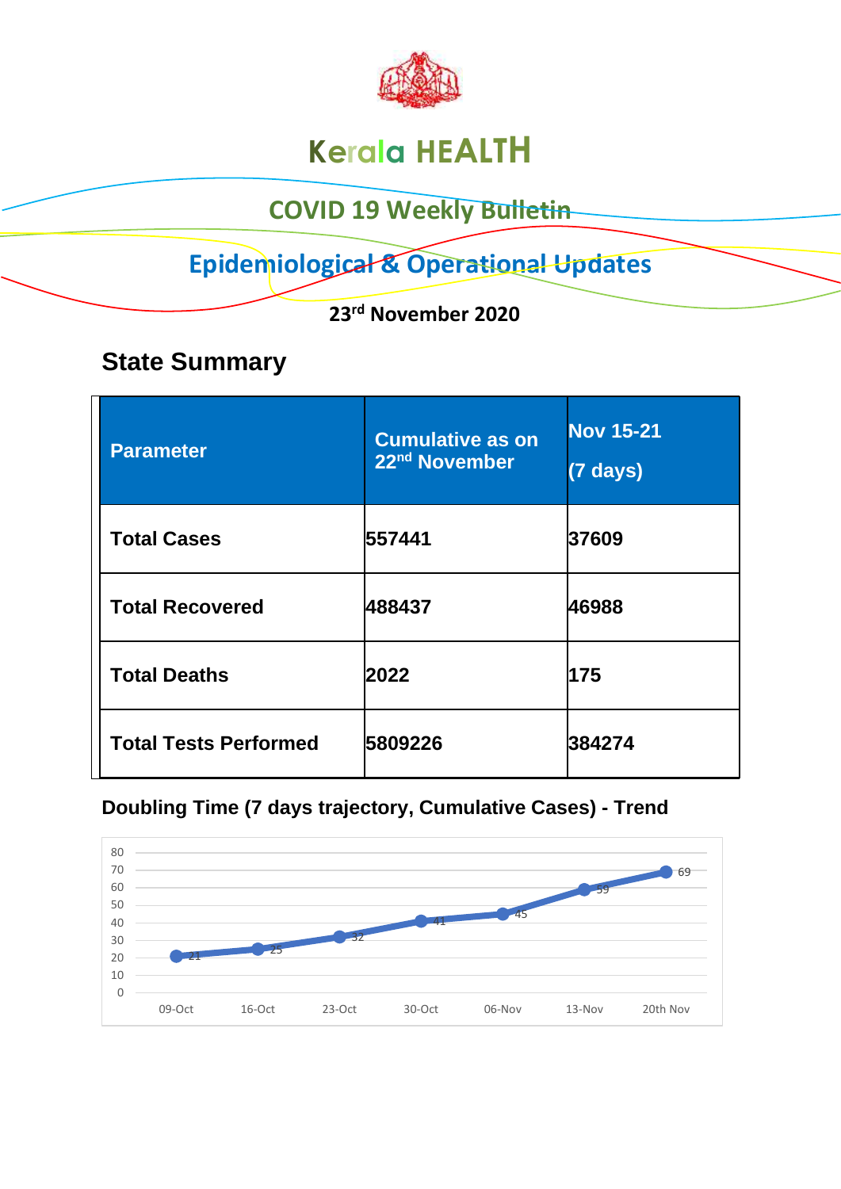# Kerala HEALTH

## COVID 19 Weekly Bulletin

## Epidemiological & Operational Updates

**23rd November 2020**

## State Summary

| Parameter | Cumulative as on 22nd November | Nov 15-21 (7 days) |
|---|---|---|
| Total Cases | 557441 | 37609 |
| Total Recovered | 488437 | 46988 |
| Total Deaths | 2022 | 175 |
| Total Tests Performed | 5809226 | 384274 |

### Doubling Time (7 days trajectory, Cumulative Cases) - Trend

| Date | Doubling Time |
|---|---|
| 09-Oct | 21 |
| 16-Oct | 25 |
| 23-Oct | 32 |
| 30-Oct | 41 |
| 06-Nov | 45 |
| 13-Nov | 59 |
| 20th Nov | 69 |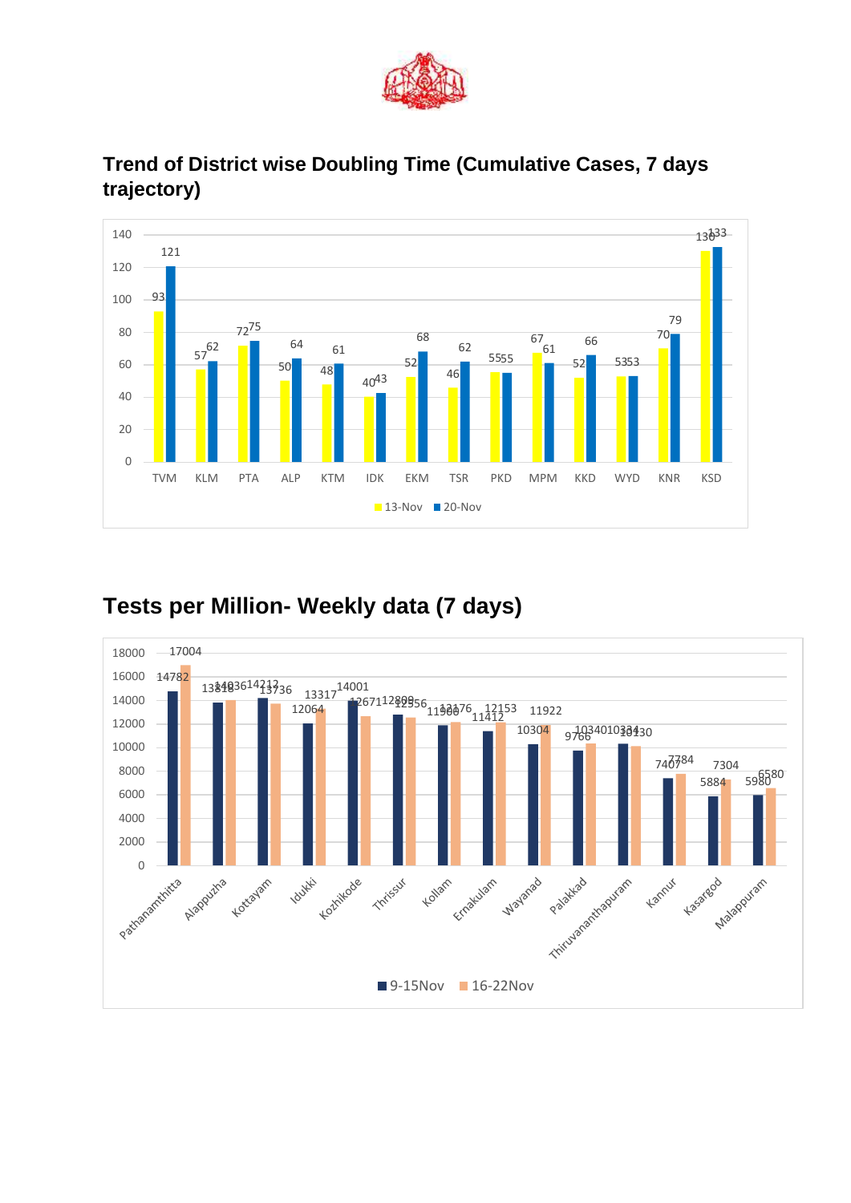## Trend of District wise Doubling Time (Cumulative Cases, 7 days trajectory)

| District | 13-Nov | 20-Nov |
|---|---|---|
| TVM | 93 | 121 |
| KLM | 57 | 62 |
| PTA | 72 | 75 |
| ALP | 50 | 64 |
| KTM | 48 | 61 |
| IDK | 40 | 43 |
| EKM | 52 | 68 |
| TSR | 46 | 62 |
| PKD | 55 | 55 |
| MPM | 67 | 61 |
| KKD | 52 | 66 |
| WYD | 53 | 53 |
| KNR | 70 | 79 |
| KSD | 130 | 133 |

## Tests per Million- Weekly data (7 days)

| District | 9-15Nov | 16-22Nov |
|---|---|---|
| Pathanamthitta | 14782 | 17004 |
| Alappuzha | 13818 | 14036 |
| Kottayam | 14212 | 13736 |
| Idukki | 12064 | 13317 |
| Kozhikode | 14001 | 12671 |
| Thrissur | 12809 | 12556 |
| Kollam | 11900 | 12176 |
| Ernakulam | 11412 | 12153 |
| Wayanad | 10304 | 11922 |
| Palakkad | 9766 | 10340 |
| Thiruvananthapuram | 10334 | 10130 |
| Kannur | 7407 | 7784 |
| Kasargod | 5884 | 7304 |
| Malappuram | 5980 | 6580 |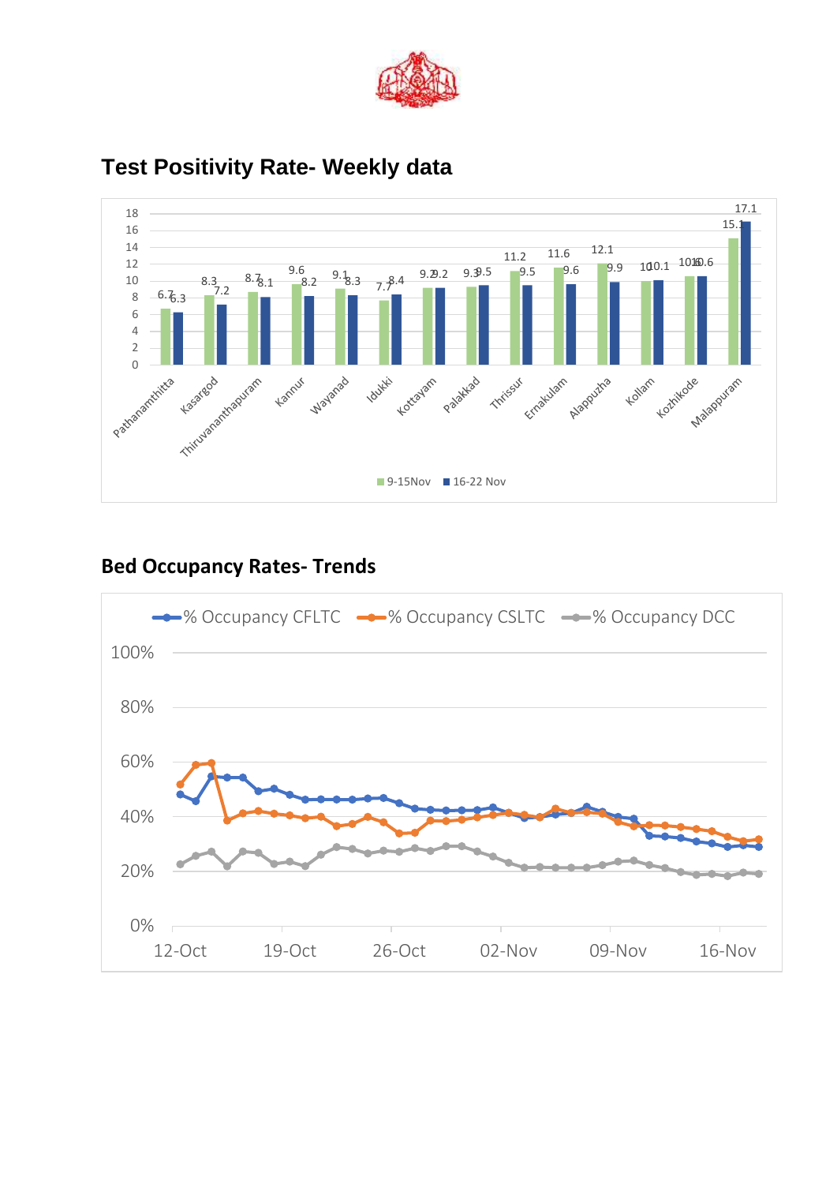## Test Positivity Rate- Weekly data

| District | 9-15Nov | 16-22 Nov |
|---|---|---|
| Pathanamthitta | 6.7 | 6.3 |
| Kasargod | 8.3 | 7.2 |
| Thiruvananthapuram | 8.7 | 8.1 |
| Kannur | 9.6 | 8.2 |
| Wayanad | 9.1 | 8.3 |
| Idukki | 7.7 | 8.4 |
| Kottayam | 9.2 | 9.2 |
| Palakkad | 9.3 | 9.5 |
| Thrissur | 11.2 | 9.5 |
| Ernakulam | 11.6 | 9.6 |
| Alappuzha | 12.1 | 9.9 |
| Kollam | 10 | 10.1 |
| Kozhikode | 10.6 | 10.6 |
| Malappuram | 15.1 | 17.1 |

## Bed Occupancy Rates- Trends

% Occupancy CFLTC, % Occupancy CSLTC, % Occupancy DCC

Y-axis: 0%, 20%, 40%, 60%, 80%, 100%

X-axis: 12-Oct, 19-Oct, 26-Oct, 02-Nov, 09-Nov, 16-Nov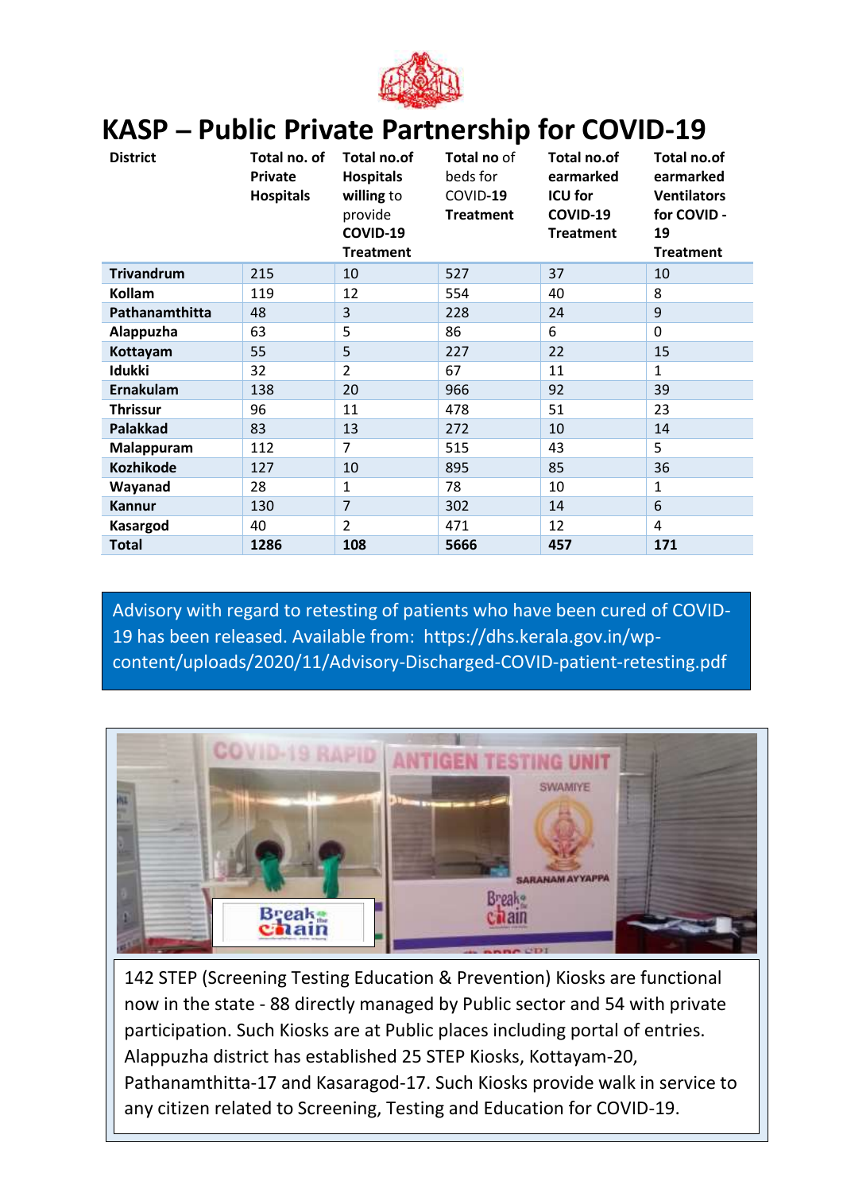# KASP – Public Private Partnership for COVID-19

| District | Total no. of Private Hospitals | Total no.of Hospitals willing to provide COVID-19 Treatment | Total no of beds for COVID-19 Treatment | Total no.of earmarked ICU for COVID-19 Treatment | Total no.of earmarked Ventilators for COVID -19 Treatment |
|---|---|---|---|---|---|
| **Trivandrum** | 215 | 10 | 527 | 37 | 10 |
| **Kollam** | 119 | 12 | 554 | 40 | 8 |
| **Pathanamthitta** | 48 | 3 | 228 | 24 | 9 |
| **Alappuzha** | 63 | 5 | 86 | 6 | 0 |
| **Kottayam** | 55 | 5 | 227 | 22 | 15 |
| **Idukki** | 32 | 2 | 67 | 11 | 1 |
| **Ernakulam** | 138 | 20 | 966 | 92 | 39 |
| **Thrissur** | 96 | 11 | 478 | 51 | 23 |
| **Palakkad** | 83 | 13 | 272 | 10 | 14 |
| **Malappuram** | 112 | 7 | 515 | 43 | 5 |
| **Kozhikode** | 127 | 10 | 895 | 85 | 36 |
| **Wayanad** | 28 | 1 | 78 | 10 | 1 |
| **Kannur** | 130 | 7 | 302 | 14 | 6 |
| **Kasargod** | 40 | 2 | 471 | 12 | 4 |
| **Total** | **1286** | **108** | **5666** | **457** | **171** |

Advisory with regard to retesting of patients who have been cured of COVID-19 has been released. Available from: https://dhs.kerala.gov.in/wp-content/uploads/2020/11/Advisory-Discharged-COVID-patient-retesting.pdf

142 STEP (Screening Testing Education & Prevention) Kiosks are functional now in the state - 88 directly managed by Public sector and 54 with private participation. Such Kiosks are at Public places including portal of entries. Alappuzha district has established 25 STEP Kiosks, Kottayam-20, Pathanamthitta-17 and Kasaragod-17. Such Kiosks provide walk in service to any citizen related to Screening, Testing and Education for COVID-19.